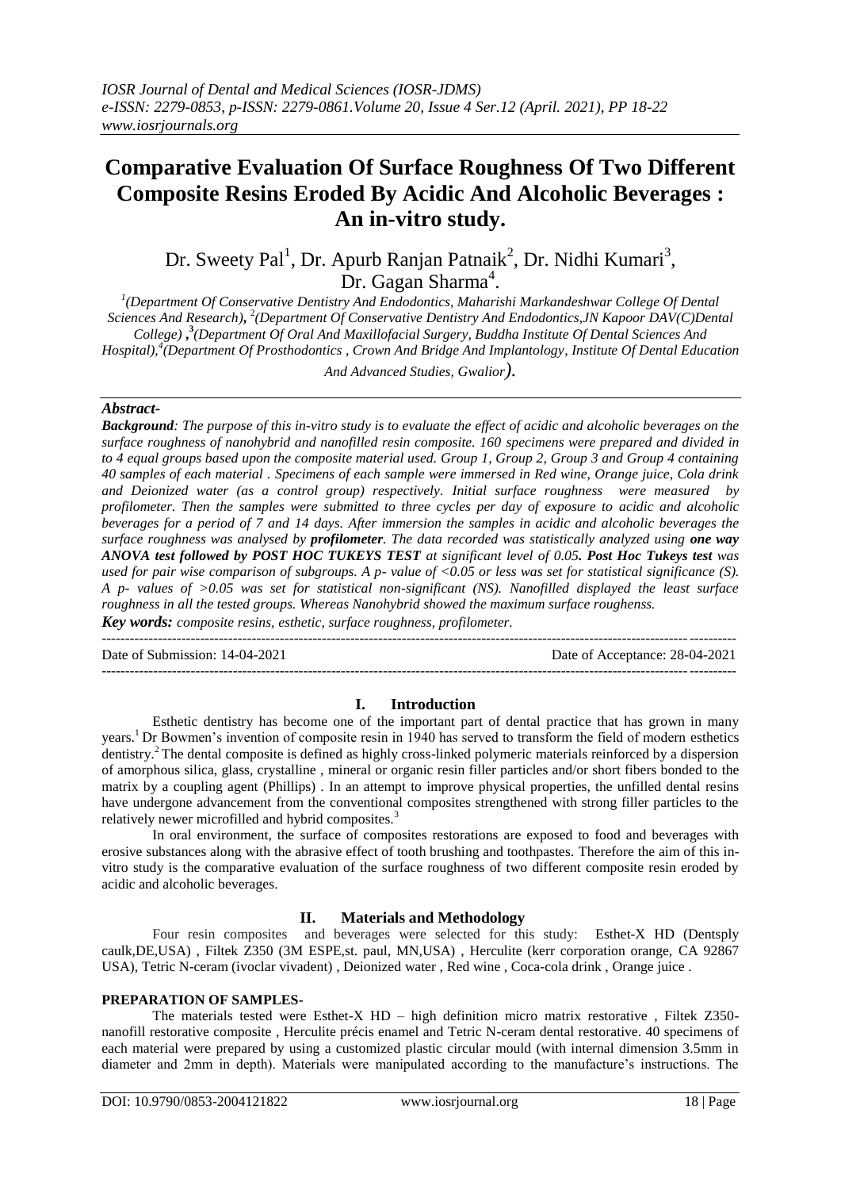# Comparative Evaluation Of Surface Roughness Of Two Different Composite Resins Eroded By Acidic And Alcoholic Beverages : An in-vitro study.

Dr. Sweety Pal[1], Dr. Apurb Ranjan Patnaik[2], Dr. Nidhi Kumari[3], Dr. Gagan Sharma[4].

[1](Department Of Conservative Dentistry And Endodontics, Maharishi Markandeshwar College Of Dental Sciences And Research), [2](Department Of Conservative Dentistry And Endodontics,JN Kapoor DAV(C)Dental College) ,[3](Department Of Oral And Maxillofacial Surgery, Buddha Institute Of Dental Sciences And Hospital),[4](Department Of Prosthodontics , Crown And Bridge And Implantology, Institute Of Dental Education And Advanced Studies, Gwalior).

***Abstract-***

***Background**: The purpose of this in-vitro study is to evaluate the effect of acidic and alcoholic beverages on the surface roughness of nanohybrid and nanofilled resin composite. 160 specimens were prepared and divided in to 4 equal groups based upon the composite material used. Group 1, Group 2, Group 3 and Group 4 containing 40 samples of each material . Specimens of each sample were immersed in Red wine, Orange juice, Cola drink and Deionized water (as a control group) respectively. Initial surface roughness were measured by profilometer. Then the samples were submitted to three cycles per day of exposure to acidic and alcoholic beverages for a period of 7 and 14 days. After immersion the samples in acidic and alcoholic beverages the surface roughness was analysed by **profilometer**. The data recorded was statistically analyzed using **one way ANOVA test followed by POST HOC TUKEYS TEST** at significant level of 0.05. **Post Hoc Tukeys test** was used for pair wise comparison of subgroups. A p- value of <0.05 or less was set for statistical significance (S). A p- values of >0.05 was set for statistical non-significant (NS). Nanofilled displayed the least surface roughness in all the tested groups. Whereas Nanohybrid showed the maximum surface roughenss.*

***Key words:** composite resins, esthetic, surface roughness, profilometer.*

Date of Submission: 14-04-2021 | Date of Acceptance: 28-04-2021

## I. Introduction

Esthetic dentistry has become one of the important part of dental practice that has grown in many years.[1] Dr Bowmen's invention of composite resin in 1940 has served to transform the field of modern esthetics dentistry.[2] The dental composite is defined as highly cross-linked polymeric materials reinforced by a dispersion of amorphous silica, glass, crystalline , mineral or organic resin filler particles and/or short fibers bonded to the matrix by a coupling agent (Phillips) . In an attempt to improve physical properties, the unfilled dental resins have undergone advancement from the conventional composites strengthened with strong filler particles to the relatively newer microfilled and hybrid composites.[3]

In oral environment, the surface of composites restorations are exposed to food and beverages with erosive substances along with the abrasive effect of tooth brushing and toothpastes. Therefore the aim of this in-vitro study is the comparative evaluation of the surface roughness of two different composite resin eroded by acidic and alcoholic beverages.

## II. Materials and Methodology

Four resin composites and beverages were selected for this study: Esthet-X HD (Dentsply caulk,DE,USA) , Filtek Z350 (3M ESPE,st. paul, MN,USA) , Herculite (kerr corporation orange, CA 92867 USA), Tetric N-ceram (ivoclar vivadent) , Deionized water , Red wine , Coca-cola drink , Orange juice .

**PREPARATION OF SAMPLES-**

The materials tested were Esthet-X HD – high definition micro matrix restorative , Filtek Z350- nanofill restorative composite , Herculite précis enamel and Tetric N-ceram dental restorative. 40 specimens of each material were prepared by using a customized plastic circular mould (with internal dimension 3.5mm in diameter and 2mm in depth). Materials were manipulated according to the manufacture's instructions. The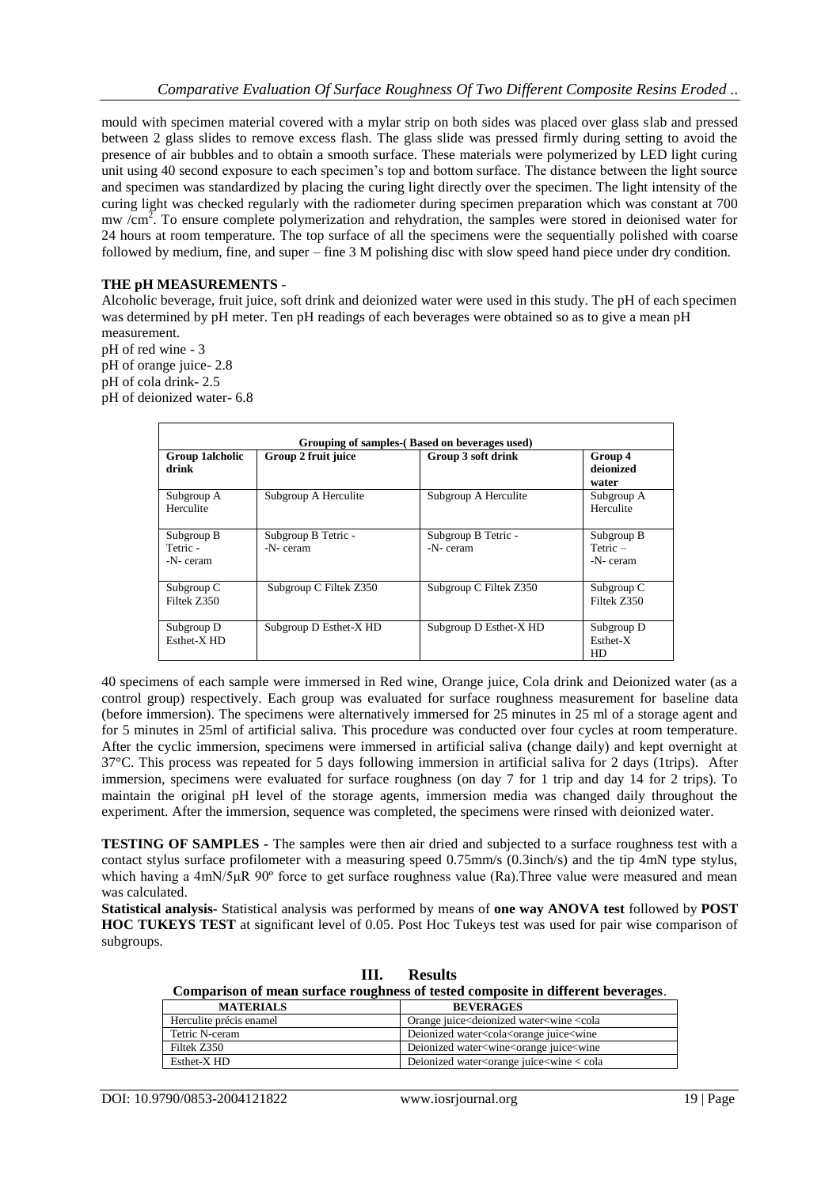mould with specimen material covered with a mylar strip on both sides was placed over glass slab and pressed between 2 glass slides to remove excess flash. The glass slide was pressed firmly during setting to avoid the presence of air bubbles and to obtain a smooth surface. These materials were polymerized by LED light curing unit using 40 second exposure to each specimen's top and bottom surface. The distance between the light source and specimen was standardized by placing the curing light directly over the specimen. The light intensity of the curing light was checked regularly with the radiometer during specimen preparation which was constant at 700 mw /cm$^2$. To ensure complete polymerization and rehydration, the samples were stored in deionised water for 24 hours at room temperature. The top surface of all the specimens were the sequentially polished with coarse followed by medium, fine, and super – fine 3 M polishing disc with slow speed hand piece under dry condition.

**THE pH MEASUREMENTS -**
Alcoholic beverage, fruit juice, soft drink and deionized water were used in this study. The pH of each specimen was determined by pH meter. Ten pH readings of each beverages were obtained so as to give a mean pH measurement.

pH of red wine - 3
pH of orange juice- 2.8
pH of cola drink- 2.5
pH of deionized water- 6.8

| Grouping of samples-( Based on beverages used) | | | |
|---|---|---|---|
| **Group 1alcholic drink** | **Group 2 fruit juice** | **Group 3 soft drink** | **Group 4 deionized water** |
| Subgroup A Herculite | Subgroup A Herculite | Subgroup A Herculite | Subgroup A Herculite |
| Subgroup B Tetric - -N- ceram | Subgroup B Tetric - -N- ceram | Subgroup B Tetric - -N- ceram | Subgroup B Tetric – -N- ceram |
| Subgroup C Filtek Z350 | Subgroup C Filtek Z350 | Subgroup C Filtek Z350 | Subgroup C Filtek Z350 |
| Subgroup D Esthet-X HD | Subgroup D Esthet-X HD | Subgroup D Esthet-X HD | Subgroup D Esthet-X HD |

40 specimens of each sample were immersed in Red wine, Orange juice, Cola drink and Deionized water (as a control group) respectively. Each group was evaluated for surface roughness measurement for baseline data (before immersion). The specimens were alternatively immersed for 25 minutes in 25 ml of a storage agent and for 5 minutes in 25ml of artificial saliva. This procedure was conducted over four cycles at room temperature. After the cyclic immersion, specimens were immersed in artificial saliva (change daily) and kept overnight at 37°C. This process was repeated for 5 days following immersion in artificial saliva for 2 days (1trips). After immersion, specimens were evaluated for surface roughness (on day 7 for 1 trip and day 14 for 2 trips). To maintain the original pH level of the storage agents, immersion media was changed daily throughout the experiment. After the immersion, sequence was completed, the specimens were rinsed with deionized water.

**TESTING OF SAMPLES -** The samples were then air dried and subjected to a surface roughness test with a contact stylus surface profilometer with a measuring speed 0.75mm/s (0.3inch/s) and the tip 4mN type stylus, which having a 4mN/5μR 90º force to get surface roughness value (Ra).Three value were measured and mean was calculated.

**Statistical analysis-** Statistical analysis was performed by means of **one way ANOVA test** followed by **POST HOC TUKEYS TEST** at significant level of 0.05. Post Hoc Tukeys test was used for pair wise comparison of subgroups.

## III. Results

**Comparison of mean surface roughness of tested composite in different beverages**.

| MATERIALS | BEVERAGES |
|---|---|
| Herculite précis enamel | Orange juice<deionized water<wine <cola |
| Tetric N-ceram | Deionized water<cola<orange juice<wine |
| Filtek Z350 | Deionized water<wine<orange juice<wine |
| Esthet-X HD | Deionized water<orange juice<wine < cola |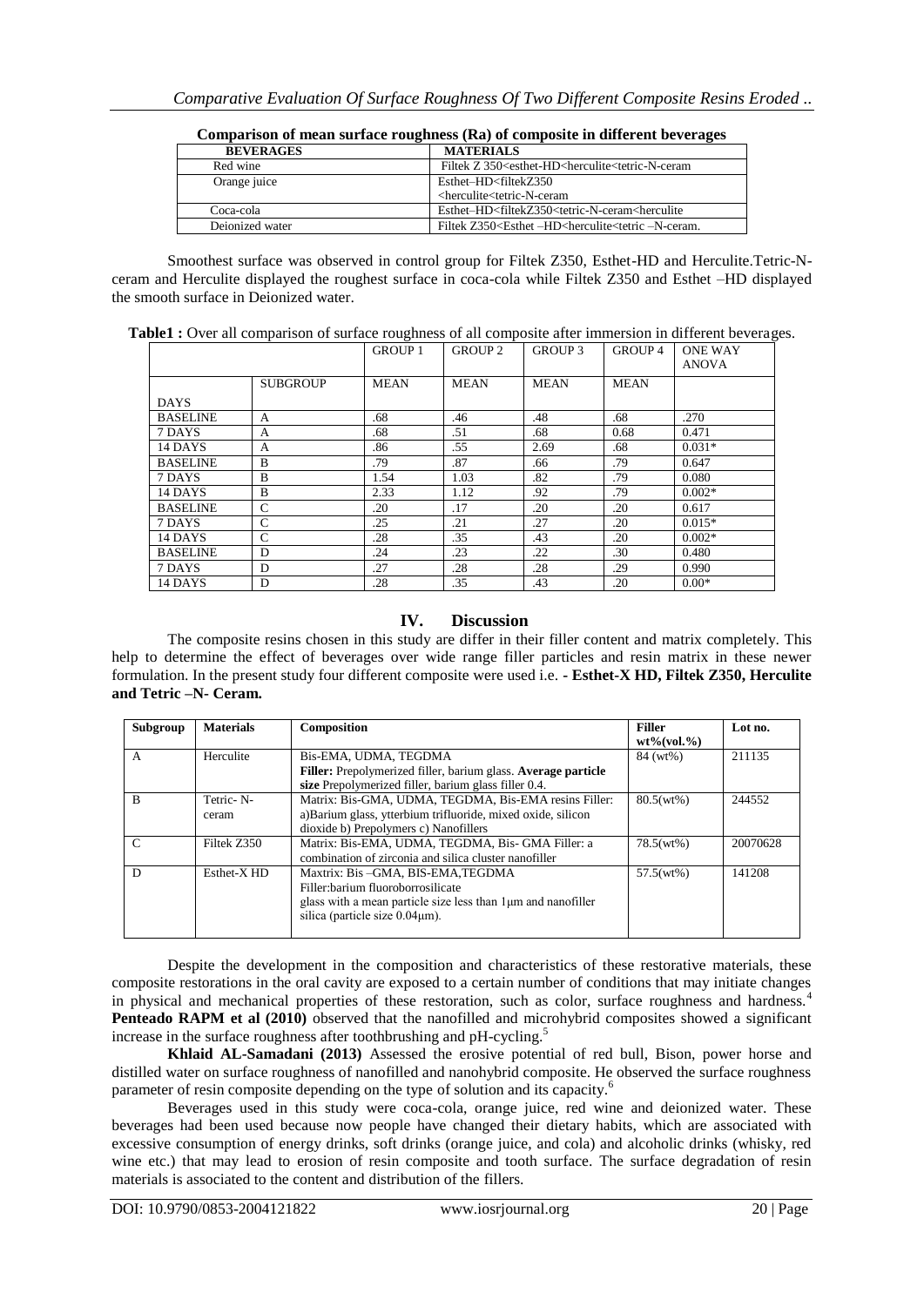**Comparison of mean surface roughness (Ra) of composite in different beverages**

| BEVERAGES | MATERIALS |
|---|---|
| Red wine | Filtek Z 350<esthet-HD<herculite<tetric-N-ceram |
| Orange juice | Esthet–HD<filtekZ350 <herculite<tetric-N-ceram |
| Coca-cola | Esthet–HD<filtekZ350<tetric-N-ceram<herculite |
| Deionized water | Filtek Z350<Esthet –HD<herculite<tetric –N-ceram. |

Smoothest surface was observed in control group for Filtek Z350, Esthet-HD and Herculite.Tetric-N-ceram and Herculite displayed the roughest surface in coca-cola while Filtek Z350 and Esthet –HD displayed the smooth surface in Deionized water.

**Table1 :** Over all comparison of surface roughness of all composite after immersion in different beverages.

| | | GROUP 1 | GROUP 2 | GROUP 3 | GROUP 4 | ONE WAY ANOVA |
|---|---|---|---|---|---|---|
| DAYS | SUBGROUP | MEAN | MEAN | MEAN | MEAN | |
| BASELINE | A | .68 | .46 | .48 | .68 | .270 |
| 7 DAYS | A | .68 | .51 | .68 | 0.68 | 0.471 |
| 14 DAYS | A | .86 | .55 | 2.69 | .68 | 0.031* |
| BASELINE | B | .79 | .87 | .66 | .79 | 0.647 |
| 7 DAYS | B | 1.54 | 1.03 | .82 | .79 | 0.080 |
| 14 DAYS | B | 2.33 | 1.12 | .92 | .79 | 0.002* |
| BASELINE | C | .20 | .17 | .20 | .20 | 0.617 |
| 7 DAYS | C | .25 | .21 | .27 | .20 | 0.015* |
| 14 DAYS | C | .28 | .35 | .43 | .20 | 0.002* |
| BASELINE | D | .24 | .23 | .22 | .30 | 0.480 |
| 7 DAYS | D | .27 | .28 | .28 | .29 | 0.990 |
| 14 DAYS | D | .28 | .35 | .43 | .20 | 0.00* |

## IV. Discussion

The composite resins chosen in this study are differ in their filler content and matrix completely. This help to determine the effect of beverages over wide range filler particles and resin matrix in these newer formulation. In the present study four different composite were used i.e. **- Esthet-X HD, Filtek Z350, Herculite and Tetric –N- Ceram.**

| Subgroup | Materials | Composition | Filler wt%(vol.%) | Lot no. |
|---|---|---|---|---|
| A | Herculite | Bis-EMA, UDMA, TEGDMA **Filler:** Prepolymerized filler, barium glass. **Average particle size** Prepolymerized filler, barium glass filler 0.4. | 84 (wt%) | 211135 |
| B | Tetric- N-ceram | Matrix: Bis-GMA, UDMA, TEGDMA, Bis-EMA resins Filler: a)Barium glass, ytterbium trifluoride, mixed oxide, silicon dioxide b) Prepolymers c) Nanofillers | 80.5(wt%) | 244552 |
| C | Filtek Z350 | Matrix: Bis-EMA, UDMA, TEGDMA, Bis- GMA Filler: a combination of zirconia and silica cluster nanofiller | 78.5(wt%) | 20070628 |
| D | Esthet-X HD | Maxtrix: Bis –GMA, BIS-EMA,TEGDMA Filler:barium fluoroborrosilicate glass with a mean particle size less than 1μm and nanofiller silica (particle size 0.04μm). | 57.5(wt%) | 141208 |

Despite the development in the composition and characteristics of these restorative materials, these composite restorations in the oral cavity are exposed to a certain number of conditions that may initiate changes in physical and mechanical properties of these restoration, such as color, surface roughness and hardness.[4] **Penteado RAPM et al (2010)** observed that the nanofilled and microhybrid composites showed a significant increase in the surface roughness after toothbrushing and pH-cycling.[5]

**Khlaid AL-Samadani (2013)** Assessed the erosive potential of red bull, Bison, power horse and distilled water on surface roughness of nanofilled and nanohybrid composite. He observed the surface roughness parameter of resin composite depending on the type of solution and its capacity.[6]

Beverages used in this study were coca-cola, orange juice, red wine and deionized water. These beverages had been used because now people have changed their dietary habits, which are associated with excessive consumption of energy drinks, soft drinks (orange juice, and cola) and alcoholic drinks (whisky, red wine etc.) that may lead to erosion of resin composite and tooth surface. The surface degradation of resin materials is associated to the content and distribution of the fillers.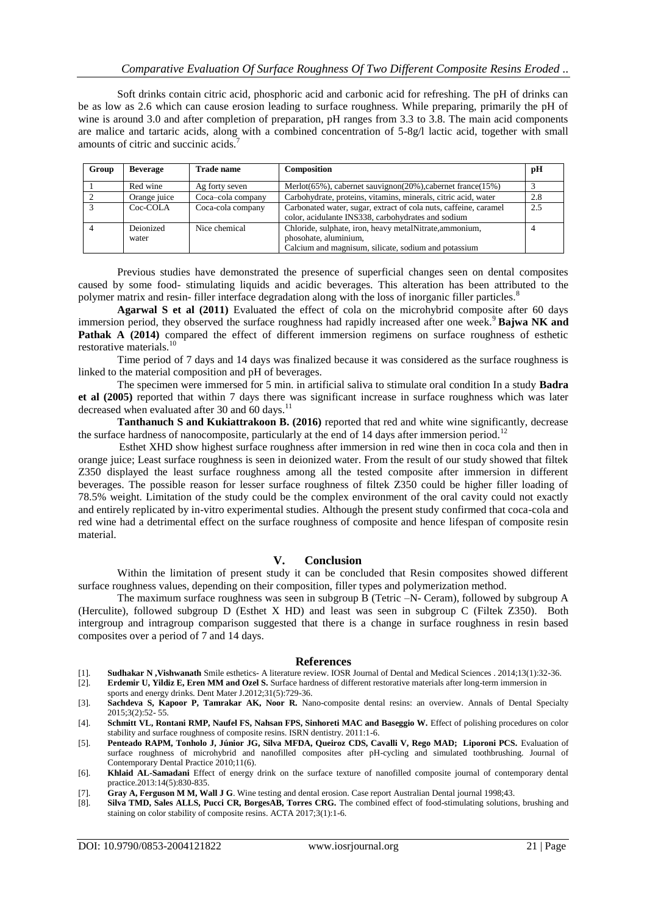Soft drinks contain citric acid, phosphoric acid and carbonic acid for refreshing. The pH of drinks can be as low as 2.6 which can cause erosion leading to surface roughness. While preparing, primarily the pH of wine is around 3.0 and after completion of preparation, pH ranges from 3.3 to 3.8. The main acid components are malice and tartaric acids, along with a combined concentration of 5-8g/l lactic acid, together with small amounts of citric and succinic acids.[7]

| Group | Beverage | Trade name | Composition | pH |
|---|---|---|---|---|
| 1 | Red wine | Ag forty seven | Merlot(65%), cabernet sauvignon(20%),cabernet france(15%) | 3 |
| 2 | Orange juice | Coca–cola company | Carbohydrate, proteins, vitamins, minerals, citric acid, water | 2.8 |
| 3 | Coc-COLA | Coca-cola company | Carbonated water, sugar, extract of cola nuts, caffeine, caramel color, acidulante INS338, carbohydrates and sodium | 2.5 |
| 4 | Deionized water | Nice chemical | Chloride, sulphate, iron, heavy metalNitrate,ammonium, phosohate, aluminium, Calcium and magnesium, silicate, sodium and potassium | 4 |

Previous studies have demonstrated the presence of superficial changes seen on dental composites caused by some food- stimulating liquids and acidic beverages. This alteration has been attributed to the polymer matrix and resin- filler interface degradation along with the loss of inorganic filler particles.[8]

**Agarwal S et al (2011)** Evaluated the effect of cola on the microhybrid composite after 60 days immersion period, they observed the surface roughness had rapidly increased after one week.[9] **Bajwa NK and Pathak A (2014)** compared the effect of different immersion regimens on surface roughness of esthetic restorative materials.[10]

Time period of 7 days and 14 days was finalized because it was considered as the surface roughness is linked to the material composition and pH of beverages.

The specimen were immersed for 5 min. in artificial saliva to stimulate oral condition In a study **Badra et al (2005)** reported that within 7 days there was significant increase in surface roughness which was later decreased when evaluated after 30 and 60 days.[11]

**Tanthanuch S and Kukiattrakoon B. (2016)** reported that red and white wine significantly, decrease the surface hardness of nanocomposite, particularly at the end of 14 days after immersion period.[12]

Esthet XHD show highest surface roughness after immersion in red wine then in coca cola and then in orange juice; Least surface roughness is seen in deionized water. From the result of our study showed that filtek Z350 displayed the least surface roughness among all the tested composite after immersion in different beverages. The possible reason for lesser surface roughness of filtek Z350 could be higher filler loading of 78.5% weight. Limitation of the study could be the complex environment of the oral cavity could not exactly and entirely replicated by in-vitro experimental studies. Although the present study confirmed that coca-cola and red wine had a detrimental effect on the surface roughness of composite and hence lifespan of composite resin material.

## V. Conclusion

Within the limitation of present study it can be concluded that Resin composites showed different surface roughness values, depending on their composition, filler types and polymerization method.

The maximum surface roughness was seen in subgroup B (Tetric –N- Ceram), followed by subgroup A (Herculite), followed subgroup D (Esthet X HD) and least was seen in subgroup C (Filtek Z350). Both intergroup and intragroup comparison suggested that there is a change in surface roughness in resin based composites over a period of 7 and 14 days.

## References

[1]. **Sudhakar N ,Vishwanath** Smile esthetics- A literature review. IOSR Journal of Dental and Medical Sciences . 2014;13(1):32-36.

[2]. **Erdemir U, Yildiz E, Eren MM and Ozel S.** Surface hardness of different restorative materials after long-term immersion in sports and energy drinks. Dent Mater J.2012;31(5):729-36.

[3]. **Sachdeva S, Kapoor P, Tamrakar AK, Noor R.** Nano-composite dental resins: an overview. Annals of Dental Specialty 2015;3(2):52- 55.

[4]. **Schmitt VL, Rontani RMP, Naufel FS, Nahsan FPS, Sinhoreti MAC and Baseggio W.** Effect of polishing procedures on color stability and surface roughness of composite resins. ISRN dentistry. 2011:1-6.

[5]. **Penteado RAPM, Tonholo J, Júnior JG, Silva MFDA, Queiroz CDS, Cavalli V, Rego MAD; Liporoni PCS.** Evaluation of surface roughness of microhybrid and nanofilled composites after pH-cycling and simulated toothbrushing. Journal of Contemporary Dental Practice 2010;11(6).

[6]. **Khlaid AL-Samadani** Effect of energy drink on the surface texture of nanofilled composite journal of contemporary dental practice.2013:14(5):830-835.

[7]. **Gray A, Ferguson M M, Wall J G**. Wine testing and dental erosion. Case report Australian Dental journal 1998;43.

[8]. **Silva TMD, Sales ALLS, Pucci CR, BorgesAB, Torres CRG.** The combined effect of food-stimulating solutions, brushing and staining on color stability of composite resins. ACTA 2017;3(1):1-6.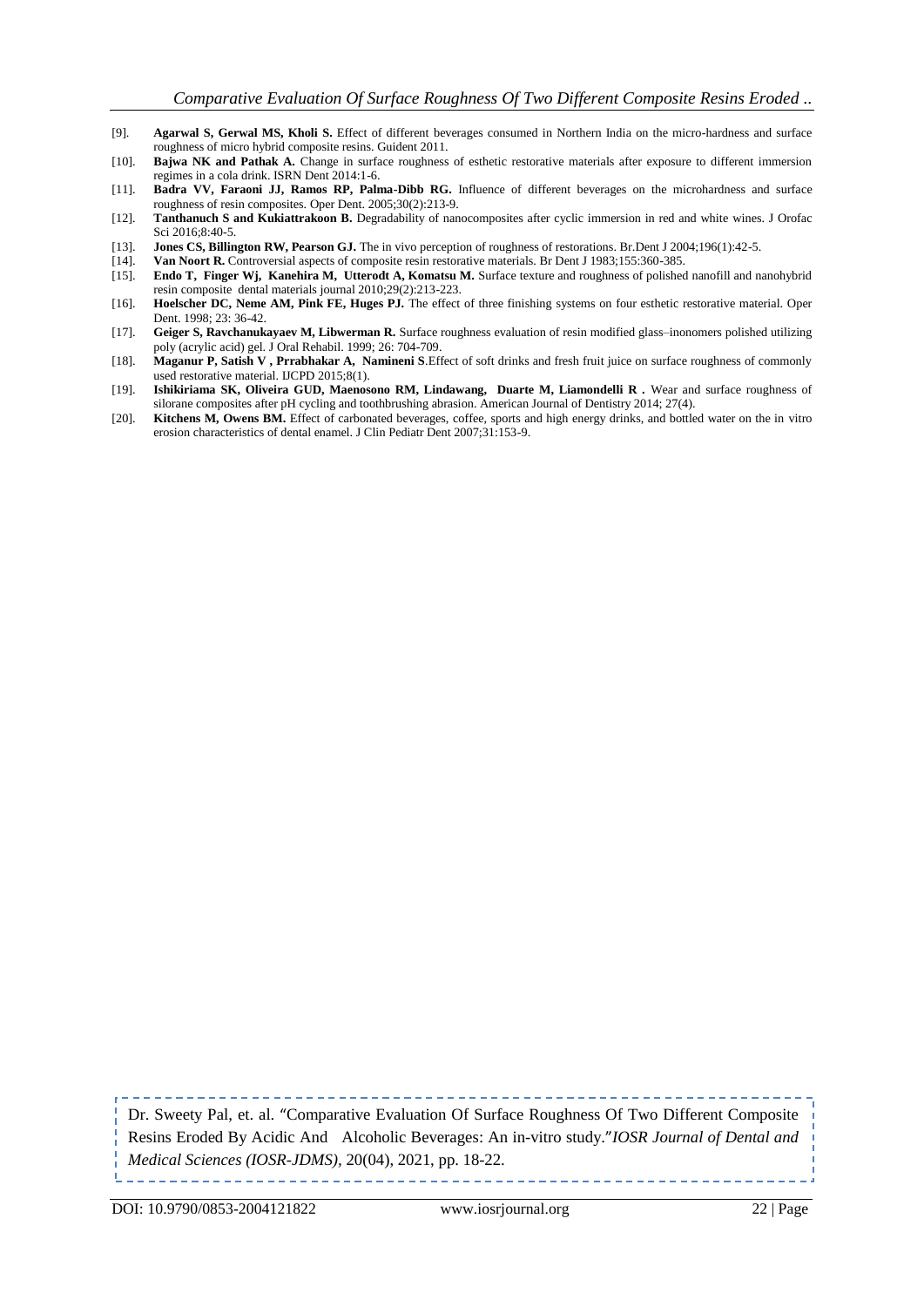[9]. **Agarwal S, Gerwal MS, Kholi S.** Effect of different beverages consumed in Northern India on the micro-hardness and surface roughness of micro hybrid composite resins. Guident 2011.

[10]. **Bajwa NK and Pathak A.** Change in surface roughness of esthetic restorative materials after exposure to different immersion regimes in a cola drink. ISRN Dent 2014:1-6.

[11]. **Badra VV, Faraoni JJ, Ramos RP, Palma-Dibb RG.** Influence of different beverages on the microhardness and surface roughness of resin composites. Oper Dent. 2005;30(2):213-9.

[12]. **Tanthanuch S and Kukiattrakoon B.** Degradability of nanocomposites after cyclic immersion in red and white wines. J Orofac Sci 2016;8:40-5.

[13]. **Jones CS, Billington RW, Pearson GJ.** The in vivo perception of roughness of restorations. Br.Dent J 2004;196(1):42-5.

[14]. **Van Noort R.** Controversial aspects of composite resin restorative materials. Br Dent J 1983;155:360-385.

[15]. **Endo T, Finger Wj, Kanehira M, Utterodt A, Komatsu M.** Surface texture and roughness of polished nanofill and nanohybrid resin composite dental materials journal 2010;29(2):213-223.

[16]. **Hoelscher DC, Neme AM, Pink FE, Huges PJ.** The effect of three finishing systems on four esthetic restorative material. Oper Dent. 1998; 23: 36-42.

[17]. **Geiger S, Ravchanukayaev M, Libwerman R.** Surface roughness evaluation of resin modified glass–inonomers polished utilizing poly (acrylic acid) gel. J Oral Rehabil. 1999; 26: 704-709.

[18]. **Maganur P, Satish V , Prrabhakar A, Namineni S**.Effect of soft drinks and fresh fruit juice on surface roughness of commonly used restorative material. IJCPD 2015;8(1).

[19]. **Ishikiriama SK, Oliveira GUD, Maenosono RM, Lindawang, Duarte M, Liamondelli R .** Wear and surface roughness of silorane composites after pH cycling and toothbrushing abrasion. American Journal of Dentistry 2014; 27(4).

[20]. **Kitchens M, Owens BM.** Effect of carbonated beverages, coffee, sports and high energy drinks, and bottled water on the in vitro erosion characteristics of dental enamel. J Clin Pediatr Dent 2007;31:153-9.

Dr. Sweety Pal, et. al. "Comparative Evaluation Of Surface Roughness Of Two Different Composite Resins Eroded By Acidic And Alcoholic Beverages: An in-vitro study."*IOSR Journal of Dental and Medical Sciences (IOSR-JDMS)*, 20(04), 2021, pp. 18-22.